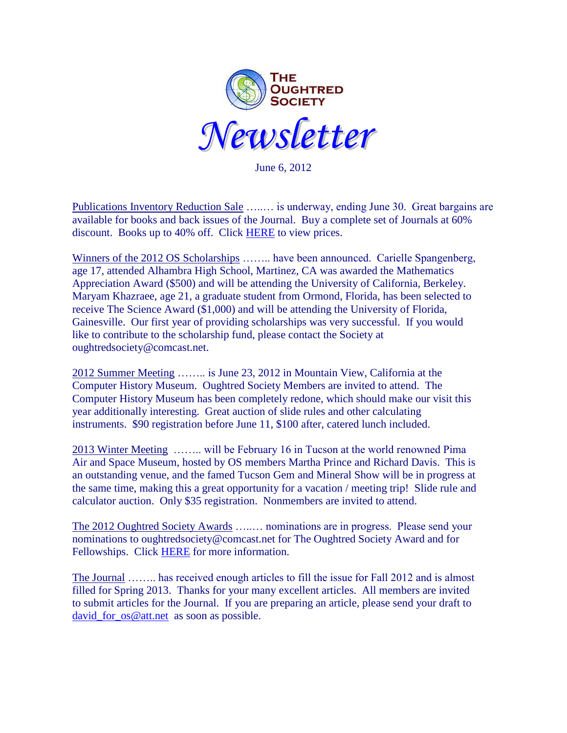# The Oughtred Society

# *Newsletter*

June 6, 2012

Publications Inventory Reduction Sale …..… is underway, ending June 30. Great bargains are available for books and back issues of the Journal. Buy a complete set of Journals at 60% discount. Books up to 40% off. Click HERE to view prices.

Winners of the 2012 OS Scholarships …….. have been announced. Carielle Spangenberg, age 17, attended Alhambra High School, Martinez, CA was awarded the Mathematics Appreciation Award ($500) and will be attending the University of California, Berkeley. Maryam Khazraee, age 21, a graduate student from Ormond, Florida, has been selected to receive The Science Award ($1,000) and will be attending the University of Florida, Gainesville. Our first year of providing scholarships was very successful. If you would like to contribute to the scholarship fund, please contact the Society at oughtredsociety@comcast.net.

2012 Summer Meeting …….. is June 23, 2012 in Mountain View, California at the Computer History Museum. Oughtred Society Members are invited to attend. The Computer History Museum has been completely redone, which should make our visit this year additionally interesting. Great auction of slide rules and other calculating instruments. $90 registration before June 11, $100 after, catered lunch included.

2013 Winter Meeting …….. will be February 16 in Tucson at the world renowned Pima Air and Space Museum, hosted by OS members Martha Prince and Richard Davis. This is an outstanding venue, and the famed Tucson Gem and Mineral Show will be in progress at the same time, making this a great opportunity for a vacation / meeting trip! Slide rule and calculator auction. Only $35 registration. Nonmembers are invited to attend.

The 2012 Oughtred Society Awards …..… nominations are in progress. Please send your nominations to oughtredsociety@comcast.net for The Oughtred Society Award and for Fellowships. Click HERE for more information.

The Journal …….. has received enough articles to fill the issue for Fall 2012 and is almost filled for Spring 2013. Thanks for your many excellent articles. All members are invited to submit articles for the Journal. If you are preparing an article, please send your draft to david_for_os@att.net as soon as possible.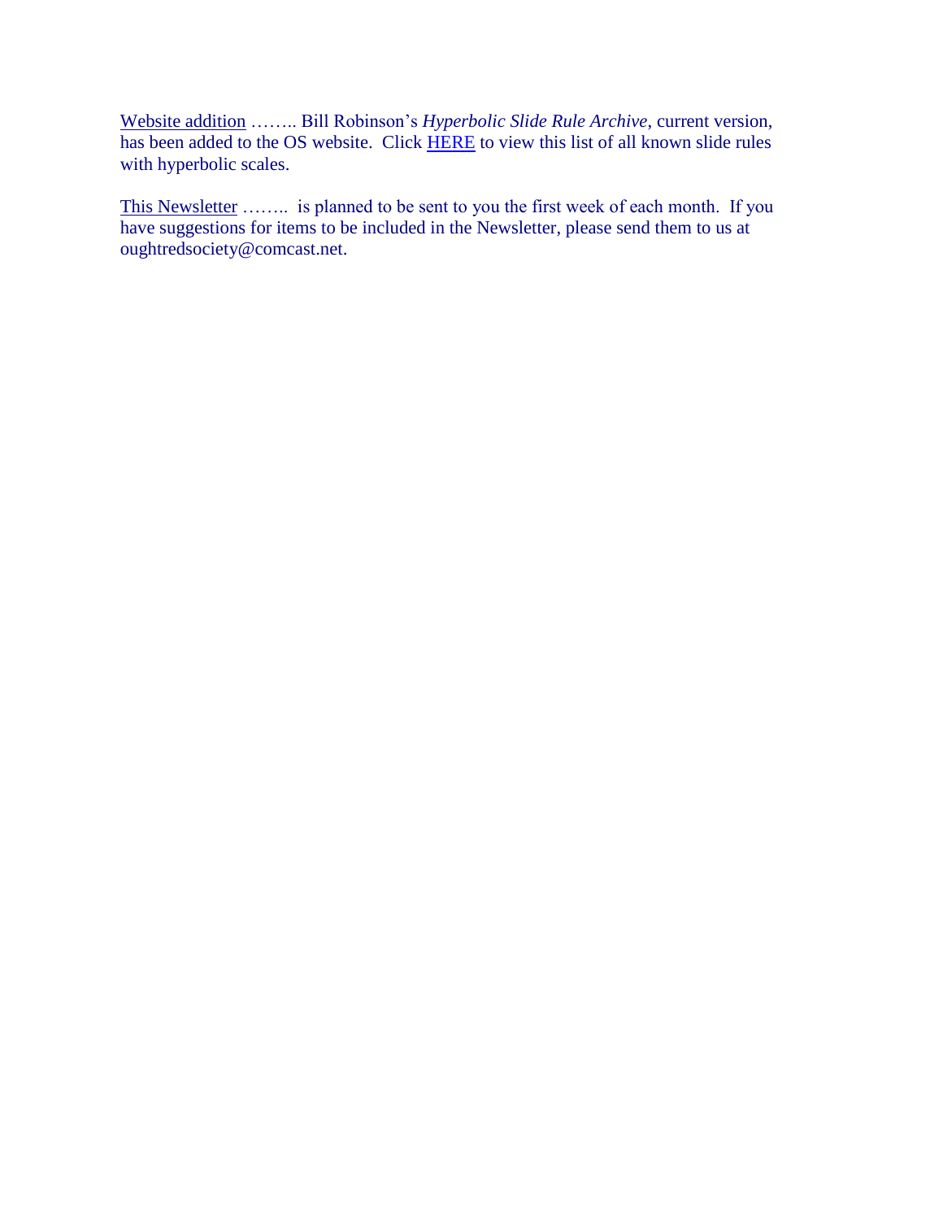Website addition …….. Bill Robinson's *Hyperbolic Slide Rule Archive*, current version, has been added to the OS website. Click HERE to view this list of all known slide rules with hyperbolic scales.

This Newsletter …….. is planned to be sent to you the first week of each month. If you have suggestions for items to be included in the Newsletter, please send them to us at oughtredsociety@comcast.net.